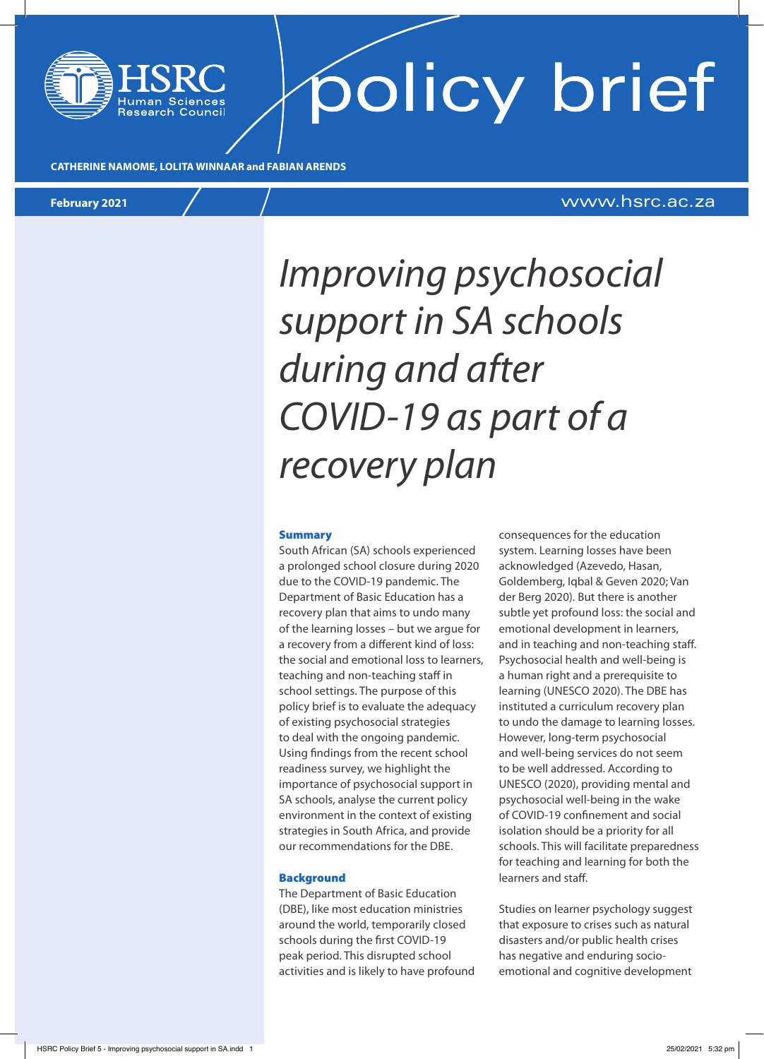HSRC Human Sciences Research Council

# policy brief

**CATHERINE NAMOME, LOLITA WINNAAR and FABIAN ARENDS**

**February 2021**

www.hsrc.ac.za

# *Improving psychosocial support in SA schools during and after COVID-19 as part of a recovery plan*

## Summary

South African (SA) schools experienced a prolonged school closure during 2020 due to the COVID-19 pandemic. The Department of Basic Education has a recovery plan that aims to undo many of the learning losses – but we argue for a recovery from a different kind of loss: the social and emotional loss to learners, teaching and non-teaching staff in school settings. The purpose of this policy brief is to evaluate the adequacy of existing psychosocial strategies to deal with the ongoing pandemic. Using findings from the recent school readiness survey, we highlight the importance of psychosocial support in SA schools, analyse the current policy environment in the context of existing strategies in South Africa, and provide our recommendations for the DBE.

## Background

The Department of Basic Education (DBE), like most education ministries around the world, temporarily closed schools during the first COVID-19 peak period. This disrupted school activities and is likely to have profound consequences for the education system. Learning losses have been acknowledged (Azevedo, Hasan, Goldemberg, Iqbal & Geven 2020; Van der Berg 2020). But there is another subtle yet profound loss: the social and emotional development in learners, and in teaching and non-teaching staff. Psychosocial health and well-being is a human right and a prerequisite to learning (UNESCO 2020). The DBE has instituted a curriculum recovery plan to undo the damage to learning losses. However, long-term psychosocial and well-being services do not seem to be well addressed. According to UNESCO (2020), providing mental and psychosocial well-being in the wake of COVID-19 confinement and social isolation should be a priority for all schools. This will facilitate preparedness for teaching and learning for both the learners and staff.

Studies on learner psychology suggest that exposure to crises such as natural disasters and/or public health crises has negative and enduring socio-emotional and cognitive development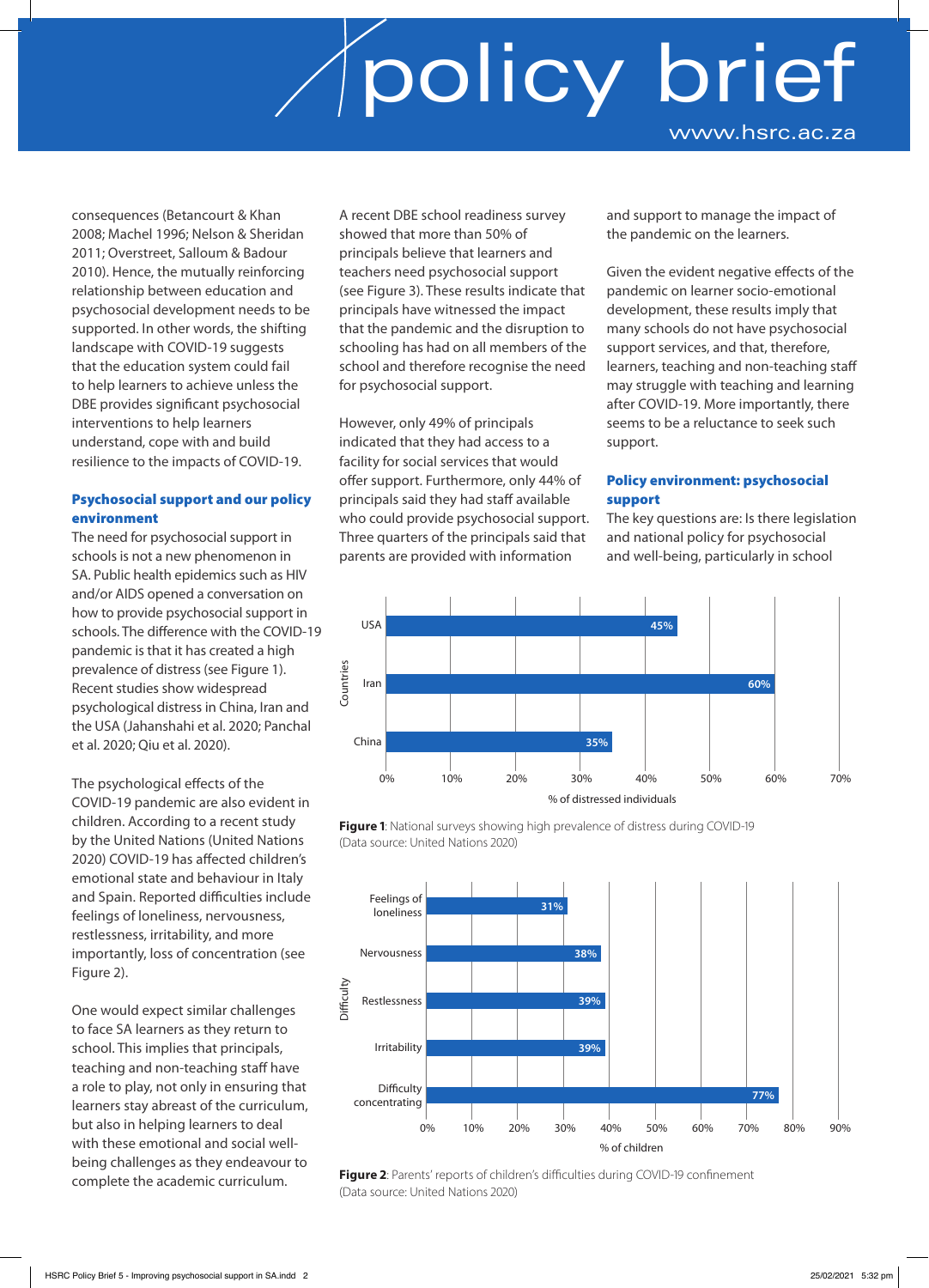consequences (Betancourt & Khan 2008; Machel 1996; Nelson & Sheridan 2011; Overstreet, Salloum & Badour 2010). Hence, the mutually reinforcing relationship between education and psychosocial development needs to be supported. In other words, the shifting landscape with COVID-19 suggests that the education system could fail to help learners to achieve unless the DBE provides significant psychosocial interventions to help learners understand, cope with and build resilience to the impacts of COVID-19.

## Psychosocial support and our policy environment

The need for psychosocial support in schools is not a new phenomenon in SA. Public health epidemics such as HIV and/or AIDS opened a conversation on how to provide psychosocial support in schools. The difference with the COVID-19 pandemic is that it has created a high prevalence of distress (see Figure 1). Recent studies show widespread psychological distress in China, Iran and the USA (Jahanshahi et al. 2020; Panchal et al. 2020; Qiu et al. 2020).

The psychological effects of the COVID-19 pandemic are also evident in children. According to a recent study by the United Nations (United Nations 2020) COVID-19 has affected children's emotional state and behaviour in Italy and Spain. Reported difficulties include feelings of loneliness, nervousness, restlessness, irritability, and more importantly, loss of concentration (see Figure 2).

One would expect similar challenges to face SA learners as they return to school. This implies that principals, teaching and non-teaching staff have a role to play, not only in ensuring that learners stay abreast of the curriculum, but also in helping learners to deal with these emotional and social well-being challenges as they endeavour to complete the academic curriculum.

A recent DBE school readiness survey showed that more than 50% of principals believe that learners and teachers need psychosocial support (see Figure 3). These results indicate that principals have witnessed the impact that the pandemic and the disruption to schooling has had on all members of the school and therefore recognise the need for psychosocial support.

However, only 49% of principals indicated that they had access to a facility for social services that would offer support. Furthermore, only 44% of principals said they had staff available who could provide psychosocial support. Three quarters of the principals said that parents are provided with information and support to manage the impact of the pandemic on the learners.

Given the evident negative effects of the pandemic on learner socio-emotional development, these results imply that many schools do not have psychosocial support services, and that, therefore, learners, teaching and non-teaching staff may struggle with teaching and learning after COVID-19. More importantly, there seems to be a reluctance to seek such support.

## Policy environment: psychosocial support

The key questions are: Is there legislation and national policy for psychosocial and well-being, particularly in school

| Countries | % of distressed individuals |
|---|---|
| USA | 45% |
| Iran | 60% |
| China | 35% |

**Figure 1**: National surveys showing high prevalence of distress during COVID-19 (Data source: United Nations 2020)

| Difficulty | % of children |
|---|---|
| Feelings of loneliness | 31% |
| Nervousness | 38% |
| Restlessness | 39% |
| Irritability | 39% |
| Difficulty concentrating | 77% |

**Figure 2**: Parents' reports of children's difficulties during COVID-19 confinement (Data source: United Nations 2020)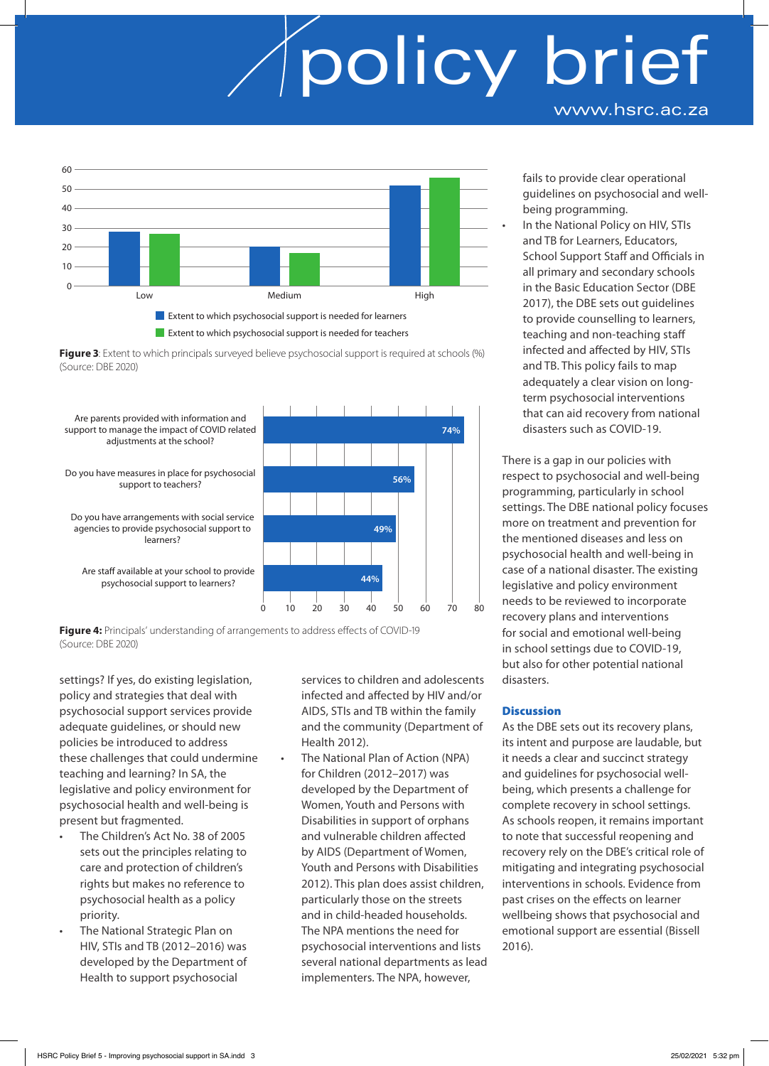Figure 3: Extent to which principals surveyed believe psychosocial support is required at schools (%) (Source: DBE 2020)

| | Low | Medium | High |
|---|---|---|---|
| Extent to which psychosocial support is needed for learners | 28 | 20 | 52 |
| Extent to which psychosocial support is needed for teachers | 27 | 17 | 56 |

Figure 4: Principals' understanding of arrangements to address effects of COVID-19 (Source: DBE 2020)

| Question | % |
|---|---|
| Are parents provided with information and support to manage the impact of COVID related adjustments at the school? | 74% |
| Do you have measures in place for psychosocial support to teachers? | 56% |
| Do you have arrangements with social service agencies to provide psychosocial support to learners? | 49% |
| Are staff available at your school to provide psychosocial support to learners? | 44% |

settings? If yes, do existing legislation, policy and strategies that deal with psychosocial support services provide adequate guidelines, or should new policies be introduced to address these challenges that could undermine teaching and learning? In SA, the legislative and policy environment for psychosocial health and well-being is present but fragmented.

- The Children's Act No. 38 of 2005 sets out the principles relating to care and protection of children's rights but makes no reference to psychosocial health as a policy priority.
- The National Strategic Plan on HIV, STIs and TB (2012–2016) was developed by the Department of Health to support psychosocial services to children and adolescents infected and affected by HIV and/or AIDS, STIs and TB within the family and the community (Department of Health 2012).
- The National Plan of Action (NPA) for Children (2012–2017) was developed by the Department of Women, Youth and Persons with Disabilities in support of orphans and vulnerable children affected by AIDS (Department of Women, Youth and Persons with Disabilities 2012). This plan does assist children, particularly those on the streets and in child-headed households. The NPA mentions the need for psychosocial interventions and lists several national departments as lead implementers. The NPA, however, fails to provide clear operational guidelines on psychosocial and well-being programming.
- In the National Policy on HIV, STIs and TB for Learners, Educators, School Support Staff and Officials in all primary and secondary schools in the Basic Education Sector (DBE 2017), the DBE sets out guidelines to provide counselling to learners, teaching and non-teaching staff infected and affected by HIV, STIs and TB. This policy fails to map adequately a clear vision on long-term psychosocial interventions that can aid recovery from national disasters such as COVID-19.

There is a gap in our policies with respect to psychosocial and well-being programming, particularly in school settings. The DBE national policy focuses more on treatment and prevention for the mentioned diseases and less on psychosocial health and well-being in case of a national disaster. The existing legislative and policy environment needs to be reviewed to incorporate recovery plans and interventions for social and emotional well-being in school settings due to COVID-19, but also for other potential national disasters.

## Discussion

As the DBE sets out its recovery plans, its intent and purpose are laudable, but it needs a clear and succinct strategy and guidelines for psychosocial well-being, which presents a challenge for complete recovery in school settings. As schools reopen, it remains important to note that successful reopening and recovery rely on the DBE's critical role of mitigating and integrating psychosocial interventions in schools. Evidence from past crises on the effects on learner wellbeing shows that psychosocial and emotional support are essential (Bissell 2016).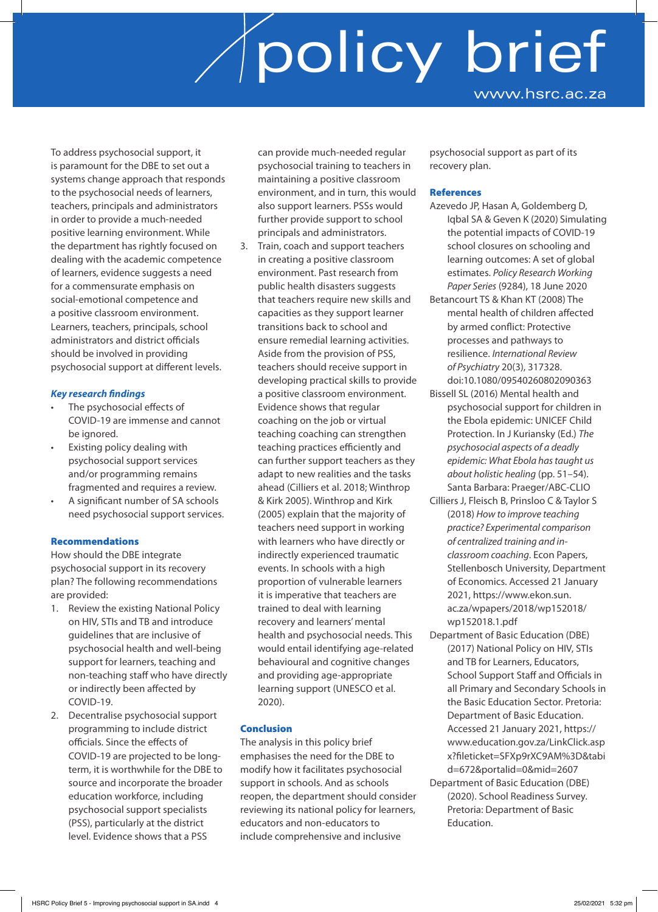To address psychosocial support, it is paramount for the DBE to set out a systems change approach that responds to the psychosocial needs of learners, teachers, principals and administrators in order to provide a much-needed positive learning environment. While the department has rightly focused on dealing with the academic competence of learners, evidence suggests a need for a commensurate emphasis on social-emotional competence and a positive classroom environment. Learners, teachers, principals, school administrators and district officials should be involved in providing psychosocial support at different levels.

### *Key research findings*

- The psychosocial effects of COVID-19 are immense and cannot be ignored.
- Existing policy dealing with psychosocial support services and/or programming remains fragmented and requires a review.
- A significant number of SA schools need psychosocial support services.

### Recommendations

How should the DBE integrate psychosocial support in its recovery plan? The following recommendations are provided:

1. Review the existing National Policy on HIV, STIs and TB and introduce guidelines that are inclusive of psychosocial health and well-being support for learners, teaching and non-teaching staff who have directly or indirectly been affected by COVID-19.
2. Decentralise psychosocial support programming to include district officials. Since the effects of COVID-19 are projected to be long-term, it is worthwhile for the DBE to source and incorporate the broader education workforce, including psychosocial support specialists (PSS), particularly at the district level. Evidence shows that a PSS can provide much-needed regular psychosocial training to teachers in maintaining a positive classroom environment, and in turn, this would also support learners. PSSs would further provide support to school principals and administrators.
3. Train, coach and support teachers in creating a positive classroom environment. Past research from public health disasters suggests that teachers require new skills and capacities as they support learner transitions back to school and ensure remedial learning activities. Aside from the provision of PSS, teachers should receive support in developing practical skills to provide a positive classroom environment. Evidence shows that regular coaching on the job or virtual teaching coaching can strengthen teaching practices efficiently and can further support teachers as they adapt to new realities and the tasks ahead (Cilliers et al. 2018; Winthrop & Kirk 2005). Winthrop and Kirk (2005) explain that the majority of teachers need support in working with learners who have directly or indirectly experienced traumatic events. In schools with a high proportion of vulnerable learners it is imperative that teachers are trained to deal with learning recovery and learners' mental health and psychosocial needs. This would entail identifying age-related behavioural and cognitive changes and providing age-appropriate learning support (UNESCO et al. 2020).

### Conclusion

The analysis in this policy brief emphasises the need for the DBE to modify how it facilitates psychosocial support in schools. And as schools reopen, the department should consider reviewing its national policy for learners, educators and non-educators to include comprehensive and inclusive psychosocial support as part of its recovery plan.

### References

Azevedo JP, Hasan A, Goldemberg D, Iqbal SA & Geven K (2020) Simulating the potential impacts of COVID-19 school closures on schooling and learning outcomes: A set of global estimates. *Policy Research Working Paper Series* (9284), 18 June 2020

Betancourt TS & Khan KT (2008) The mental health of children affected by armed conflict: Protective processes and pathways to resilience. *International Review of Psychiatry* 20(3), 317328. doi:10.1080/09540260802090363

Bissell SL (2016) Mental health and psychosocial support for children in the Ebola epidemic: UNICEF Child Protection. In J Kuriansky (Ed.) *The psychosocial aspects of a deadly epidemic: What Ebola has taught us about holistic healing* (pp. 51–54). Santa Barbara: Praeger/ABC-CLIO

Cilliers J, Fleisch B, Prinsloo C & Taylor S (2018) *How to improve teaching practice? Experimental comparison of centralized training and in-classroom coaching*. Econ Papers, Stellenbosch University, Department of Economics. Accessed 21 January 2021, https://www.ekon.sun.ac.za/wpapers/2018/wp152018/wp152018.1.pdf

Department of Basic Education (DBE) (2017) National Policy on HIV, STIs and TB for Learners, Educators, School Support Staff and Officials in all Primary and Secondary Schools in the Basic Education Sector. Pretoria: Department of Basic Education. Accessed 21 January 2021, https://www.education.gov.za/LinkClick.aspx?fileticket=SFXp9rXC9AM%3D&tabid=672&portalid=0&mid=2607

Department of Basic Education (DBE) (2020). School Readiness Survey. Pretoria: Department of Basic Education.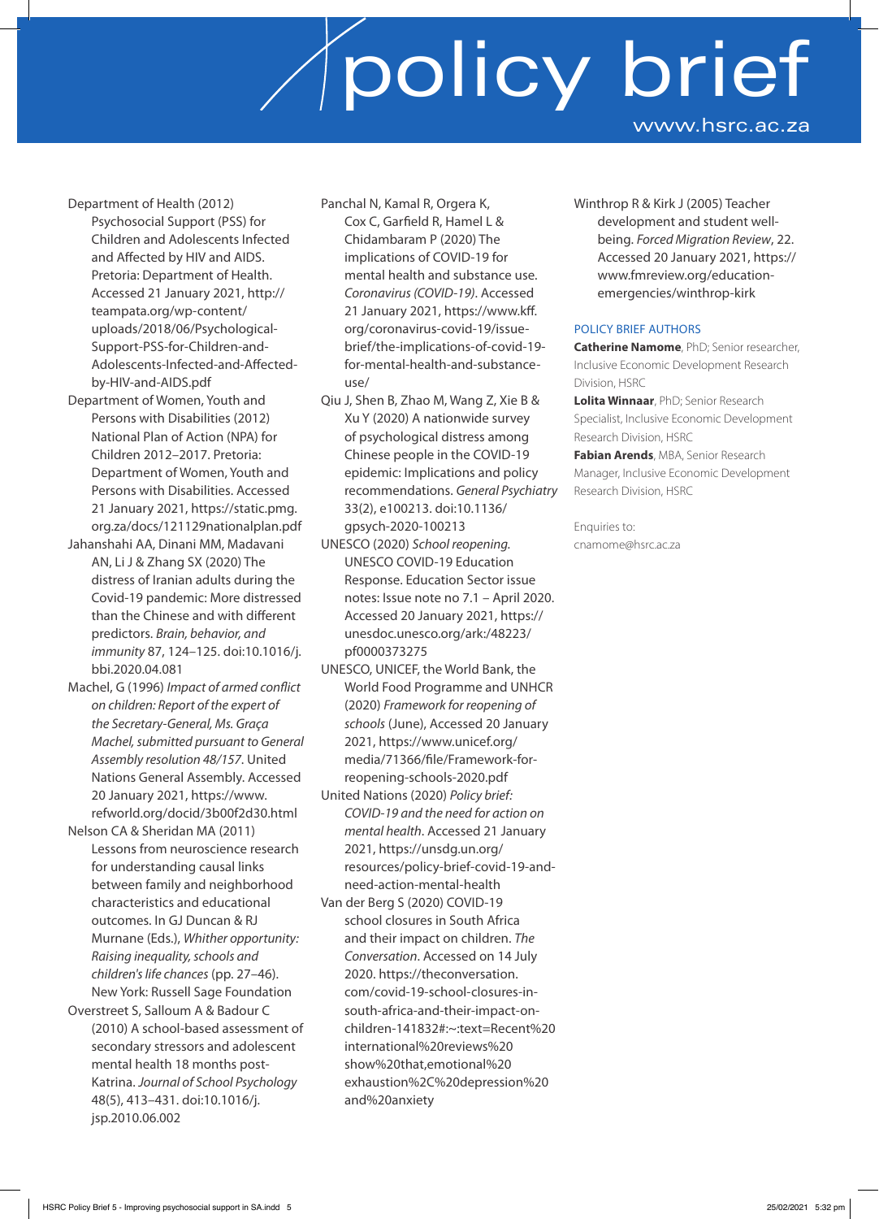Department of Health (2012) Psychosocial Support (PSS) for Children and Adolescents Infected and Affected by HIV and AIDS. Pretoria: Department of Health. Accessed 21 January 2021, http://teampata.org/wp-content/uploads/2018/06/Psychological-Support-PSS-for-Children-and-Adolescents-Infected-and-Affected-by-HIV-and-AIDS.pdf

Department of Women, Youth and Persons with Disabilities (2012) National Plan of Action (NPA) for Children 2012–2017. Pretoria: Department of Women, Youth and Persons with Disabilities. Accessed 21 January 2021, https://static.pmg.org.za/docs/121129nationalplan.pdf

Jahanshahi AA, Dinani MM, Madavani AN, Li J & Zhang SX (2020) The distress of Iranian adults during the Covid-19 pandemic: More distressed than the Chinese and with different predictors. *Brain, behavior, and immunity* 87, 124–125. doi:10.1016/j.bbi.2020.04.081

Machel, G (1996) *Impact of armed conflict on children: Report of the expert of the Secretary-General, Ms. Graça Machel, submitted pursuant to General Assembly resolution 48/157.* United Nations General Assembly. Accessed 20 January 2021, https://www.refworld.org/docid/3b00f2d30.html

Nelson CA & Sheridan MA (2011) Lessons from neuroscience research for understanding causal links between family and neighborhood characteristics and educational outcomes. In GJ Duncan & RJ Murnane (Eds.), *Whither opportunity: Raising inequality, schools and children's life chances* (pp. 27–46). New York: Russell Sage Foundation

Overstreet S, Salloum A & Badour C (2010) A school-based assessment of secondary stressors and adolescent mental health 18 months post-Katrina. *Journal of School Psychology* 48(5), 413–431. doi:10.1016/j.jsp.2010.06.002

Panchal N, Kamal R, Orgera K, Cox C, Garfield R, Hamel L & Chidambaram P (2020) The implications of COVID-19 for mental health and substance use. *Coronavirus (COVID-19)*. Accessed 21 January 2021, https://www.kff.org/coronavirus-covid-19/issue-brief/the-implications-of-covid-19-for-mental-health-and-substance-use/

Qiu J, Shen B, Zhao M, Wang Z, Xie B & Xu Y (2020) A nationwide survey of psychological distress among Chinese people in the COVID-19 epidemic: Implications and policy recommendations. *General Psychiatry* 33(2), e100213. doi:10.1136/gpsych-2020-100213

UNESCO (2020) *School reopening.* UNESCO COVID-19 Education Response. Education Sector issue notes: Issue note no 7.1 – April 2020. Accessed 20 January 2021, https://unesdoc.unesco.org/ark:/48223/pf0000373275

UNESCO, UNICEF, the World Bank, the World Food Programme and UNHCR (2020) *Framework for reopening of schools* (June), Accessed 20 January 2021, https://www.unicef.org/media/71366/file/Framework-for-reopening-schools-2020.pdf

United Nations (2020) *Policy brief: COVID-19 and the need for action on mental health.* Accessed 21 January 2021, https://unsdg.un.org/resources/policy-brief-covid-19-and-need-action-mental-health

Van der Berg S (2020) COVID-19 school closures in South Africa and their impact on children. *The Conversation*. Accessed on 14 July 2020. https://theconversation.com/covid-19-school-closures-in-south-africa-and-their-impact-on-children-141832#:~:text=Recent%20international%20reviews%20show%20that,emotional%20exhaustion%2C%20depression%20and%20anxiety

Winthrop R & Kirk J (2005) Teacher development and student well-being. *Forced Migration Review*, 22. Accessed 20 January 2021, https://www.fmreview.org/education-emergencies/winthrop-kirk

## POLICY BRIEF AUTHORS

**Catherine Namome**, PhD; Senior researcher, Inclusive Economic Development Research Division, HSRC

**Lolita Winnaar**, PhD; Senior Research Specialist, Inclusive Economic Development Research Division, HSRC

**Fabian Arends**, MBA, Senior Research Manager, Inclusive Economic Development Research Division, HSRC

Enquiries to:
cnamome@hsrc.ac.za